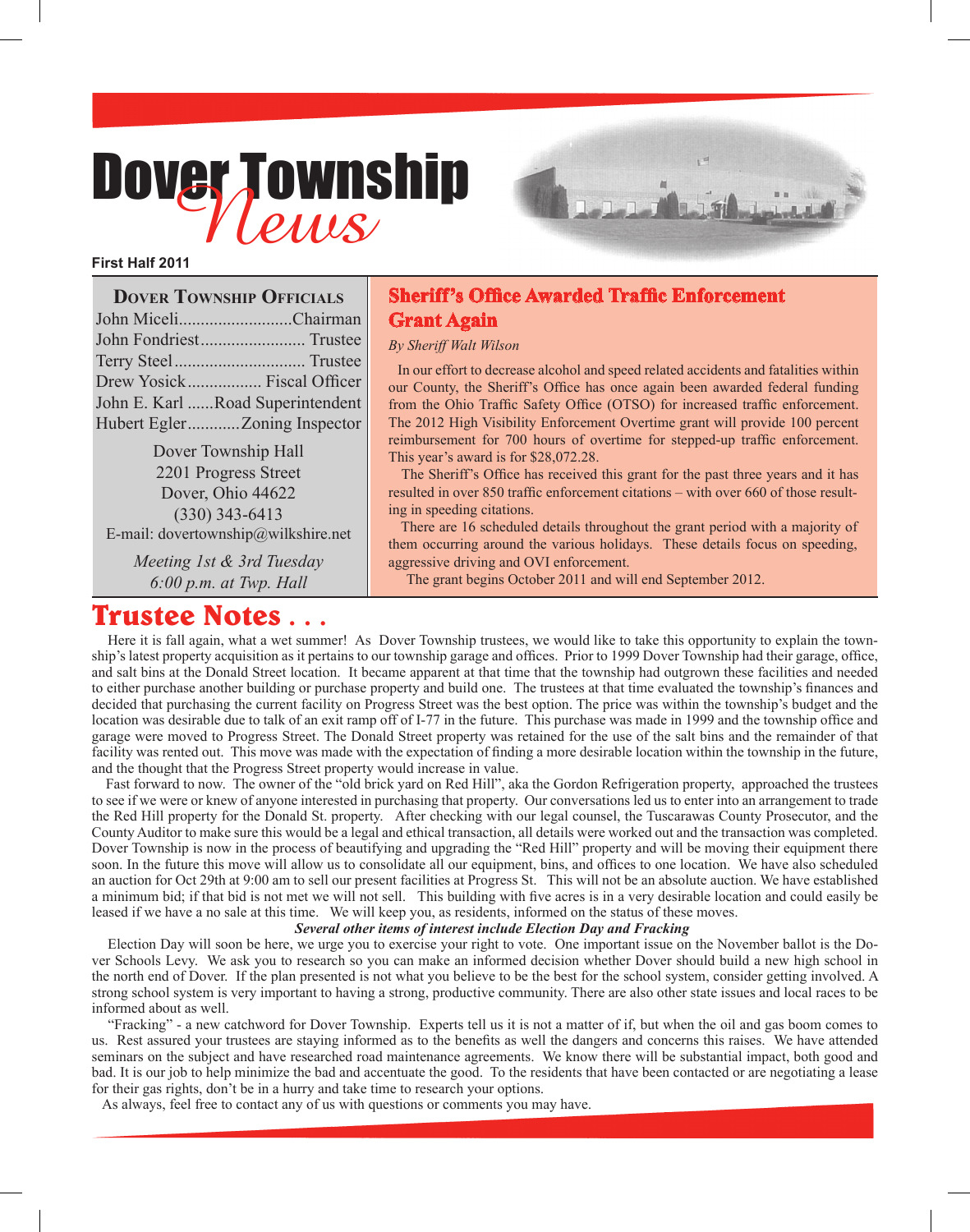# Dover Township News

**First Half 2011**

## Dover Township Officials

John Miceli..........................Chairman
John Fondriest........................ Trustee
Terry Steel.............................. Trustee
Drew Yosick................. Fiscal Officer
John E. Karl ......Road Superintendent
Hubert Egler............Zoning Inspector

Dover Township Hall
2201 Progress Street
Dover, Ohio 44622
(330) 343-6413
E-mail: dovertownship@wilkshire.net

*Meeting 1st & 3rd Tuesday*
*6:00 p.m. at Twp. Hall*

## Sheriff's Office Awarded Traffic Enforcement Grant Again

*By Sheriff Walt Wilson*

In our effort to decrease alcohol and speed related accidents and fatalities within our County, the Sheriff's Office has once again been awarded federal funding from the Ohio Traffic Safety Office (OTSO) for increased traffic enforcement. The 2012 High Visibility Enforcement Overtime grant will provide 100 percent reimbursement for 700 hours of overtime for stepped-up traffic enforcement. This year's award is for $28,072.28.

The Sheriff's Office has received this grant for the past three years and it has resulted in over 850 traffic enforcement citations – with over 660 of those resulting in speeding citations.

There are 16 scheduled details throughout the grant period with a majority of them occurring around the various holidays. These details focus on speeding, aggressive driving and OVI enforcement.

The grant begins October 2011 and will end September 2012.

## Trustee Notes . . .

Here it is fall again, what a wet summer! As Dover Township trustees, we would like to take this opportunity to explain the township's latest property acquisition as it pertains to our township garage and offices. Prior to 1999 Dover Township had their garage, office, and salt bins at the Donald Street location. It became apparent at that time that the township had outgrown these facilities and needed to either purchase another building or purchase property and build one. The trustees at that time evaluated the township's finances and decided that purchasing the current facility on Progress Street was the best option. The price was within the township's budget and the location was desirable due to talk of an exit ramp off of I-77 in the future. This purchase was made in 1999 and the township office and garage were moved to Progress Street. The Donald Street property was retained for the use of the salt bins and the remainder of that facility was rented out. This move was made with the expectation of finding a more desirable location within the township in the future, and the thought that the Progress Street property would increase in value.

Fast forward to now. The owner of the "old brick yard on Red Hill", aka the Gordon Refrigeration property, approached the trustees to see if we were or knew of anyone interested in purchasing that property. Our conversations led us to enter into an arrangement to trade the Red Hill property for the Donald St. property. After checking with our legal counsel, the Tuscarawas County Prosecutor, and the County Auditor to make sure this would be a legal and ethical transaction, all details were worked out and the transaction was completed. Dover Township is now in the process of beautifying and upgrading the "Red Hill" property and will be moving their equipment there soon. In the future this move will allow us to consolidate all our equipment, bins, and offices to one location. We have also scheduled an auction for Oct 29th at 9:00 am to sell our present facilities at Progress St. This will not be an absolute auction. We have established a minimum bid; if that bid is not met we will not sell. This building with five acres is in a very desirable location and could easily be leased if we have a no sale at this time. We will keep you, as residents, informed on the status of these moves.

***Several other items of interest include Election Day and Fracking***

Election Day will soon be here, we urge you to exercise your right to vote. One important issue on the November ballot is the Dover Schools Levy. We ask you to research so you can make an informed decision whether Dover should build a new high school in the north end of Dover. If the plan presented is not what you believe to be the best for the school system, consider getting involved. A strong school system is very important to having a strong, productive community. There are also other state issues and local races to be informed about as well.

"Fracking" - a new catchword for Dover Township. Experts tell us it is not a matter of if, but when the oil and gas boom comes to us. Rest assured your trustees are staying informed as to the benefits as well the dangers and concerns this raises. We have attended seminars on the subject and have researched road maintenance agreements. We know there will be substantial impact, both good and bad. It is our job to help minimize the bad and accentuate the good. To the residents that have been contacted or are negotiating a lease for their gas rights, don't be in a hurry and take time to research your options.

As always, feel free to contact any of us with questions or comments you may have.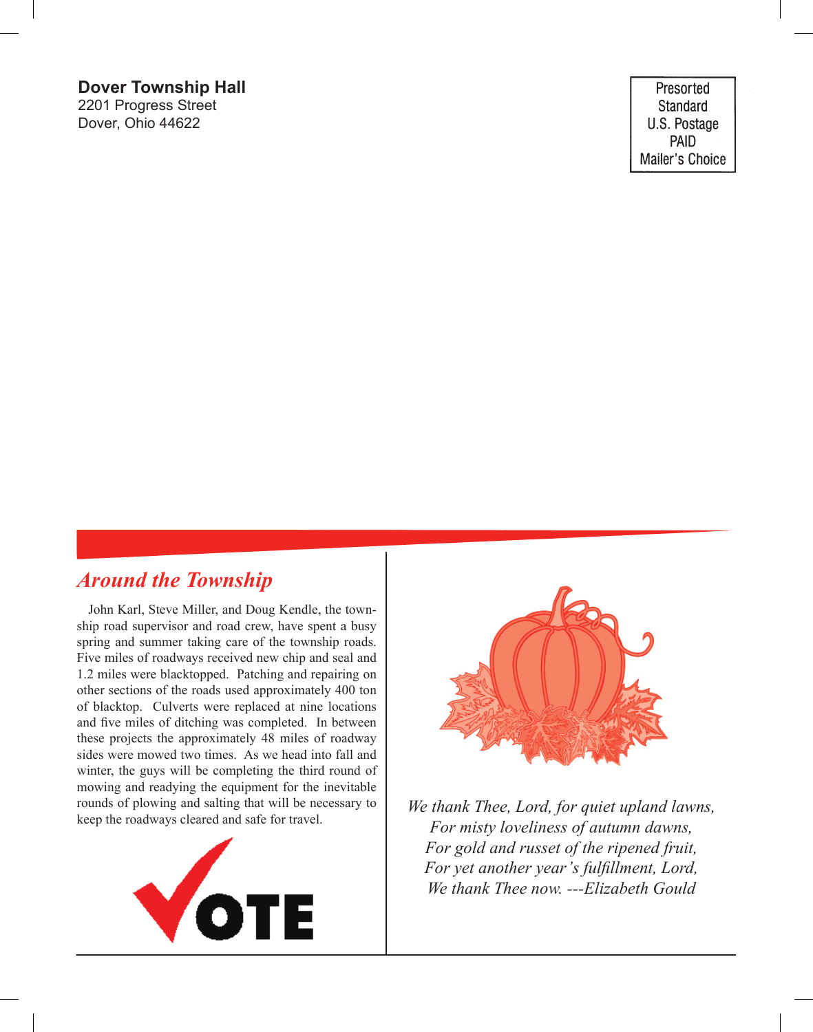**Dover Township Hall**
2201 Progress Street
Dover, Ohio 44622

Presorted
Standard
U.S. Postage
PAID
Mailer's Choice

## *Around the Township*

John Karl, Steve Miller, and Doug Kendle, the township road supervisor and road crew, have spent a busy spring and summer taking care of the township roads. Five miles of roadways received new chip and seal and 1.2 miles were blacktopped. Patching and repairing on other sections of the roads used approximately 400 ton of blacktop. Culverts were replaced at nine locations and five miles of ditching was completed. In between these projects the approximately 48 miles of roadway sides were mowed two times. As we head into fall and winter, the guys will be completing the third round of mowing and readying the equipment for the inevitable rounds of plowing and salting that will be necessary to keep the roadways cleared and safe for travel.

VOTE

*We thank Thee, Lord, for quiet upland lawns,*
*For misty loveliness of autumn dawns,*
*For gold and russet of the ripened fruit,*
*For yet another year's fulfillment, Lord,*
*We thank Thee now. ---Elizabeth Gould*